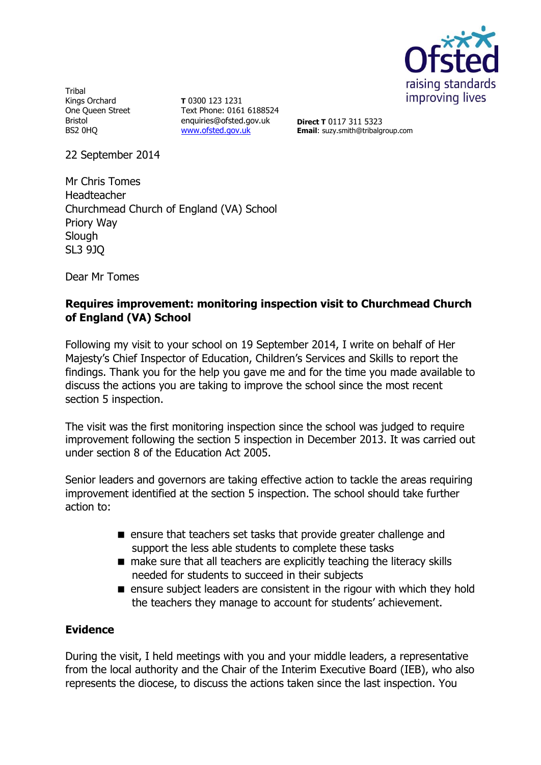Tribal
Kings Orchard
One Queen Street
Bristol
BS2 0HQ

**T** 0300 123 1231
Text Phone: 0161 6188524
enquiries@ofsted.gov.uk
www.ofsted.gov.uk

**Direct T** 0117 311 5323
**Email**: suzy.smith@tribalgroup.com

Ofsted
raising standards
improving lives

22 September 2014

Mr Chris Tomes
Headteacher
Churchmead Church of England (VA) School
Priory Way
Slough
SL3 9JQ

Dear Mr Tomes

**Requires improvement: monitoring inspection visit to Churchmead Church of England (VA) School**

Following my visit to your school on 19 September 2014, I write on behalf of Her Majesty's Chief Inspector of Education, Children's Services and Skills to report the findings. Thank you for the help you gave me and for the time you made available to discuss the actions you are taking to improve the school since the most recent section 5 inspection.

The visit was the first monitoring inspection since the school was judged to require improvement following the section 5 inspection in December 2013. It was carried out under section 8 of the Education Act 2005.

Senior leaders and governors are taking effective action to tackle the areas requiring improvement identified at the section 5 inspection. The school should take further action to:

- ensure that teachers set tasks that provide greater challenge and support the less able students to complete these tasks
- make sure that all teachers are explicitly teaching the literacy skills needed for students to succeed in their subjects
- ensure subject leaders are consistent in the rigour with which they hold the teachers they manage to account for students' achievement.

## Evidence

During the visit, I held meetings with you and your middle leaders, a representative from the local authority and the Chair of the Interim Executive Board (IEB), who also represents the diocese, to discuss the actions taken since the last inspection. You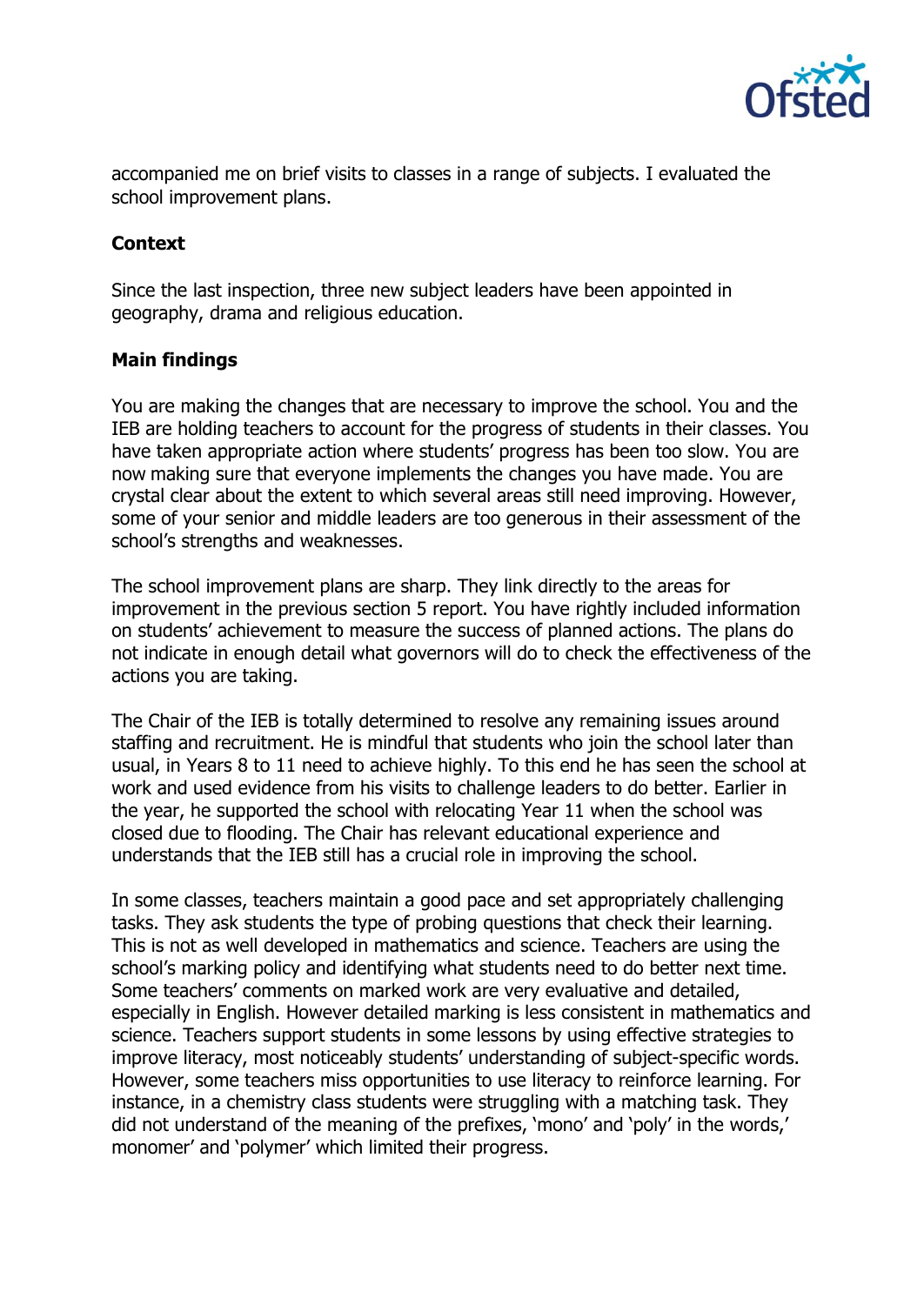accompanied me on brief visits to classes in a range of subjects. I evaluated the school improvement plans.

**Context**

Since the last inspection, three new subject leaders have been appointed in geography, drama and religious education.

**Main findings**

You are making the changes that are necessary to improve the school. You and the IEB are holding teachers to account for the progress of students in their classes. You have taken appropriate action where students' progress has been too slow. You are now making sure that everyone implements the changes you have made. You are crystal clear about the extent to which several areas still need improving. However, some of your senior and middle leaders are too generous in their assessment of the school's strengths and weaknesses.

The school improvement plans are sharp. They link directly to the areas for improvement in the previous section 5 report. You have rightly included information on students' achievement to measure the success of planned actions. The plans do not indicate in enough detail what governors will do to check the effectiveness of the actions you are taking.

The Chair of the IEB is totally determined to resolve any remaining issues around staffing and recruitment. He is mindful that students who join the school later than usual, in Years 8 to 11 need to achieve highly. To this end he has seen the school at work and used evidence from his visits to challenge leaders to do better. Earlier in the year, he supported the school with relocating Year 11 when the school was closed due to flooding. The Chair has relevant educational experience and understands that the IEB still has a crucial role in improving the school.

In some classes, teachers maintain a good pace and set appropriately challenging tasks. They ask students the type of probing questions that check their learning. This is not as well developed in mathematics and science. Teachers are using the school's marking policy and identifying what students need to do better next time. Some teachers' comments on marked work are very evaluative and detailed, especially in English. However detailed marking is less consistent in mathematics and science. Teachers support students in some lessons by using effective strategies to improve literacy, most noticeably students' understanding of subject-specific words. However, some teachers miss opportunities to use literacy to reinforce learning. For instance, in a chemistry class students were struggling with a matching task. They did not understand of the meaning of the prefixes, 'mono' and 'poly' in the words,' monomer' and 'polymer' which limited their progress.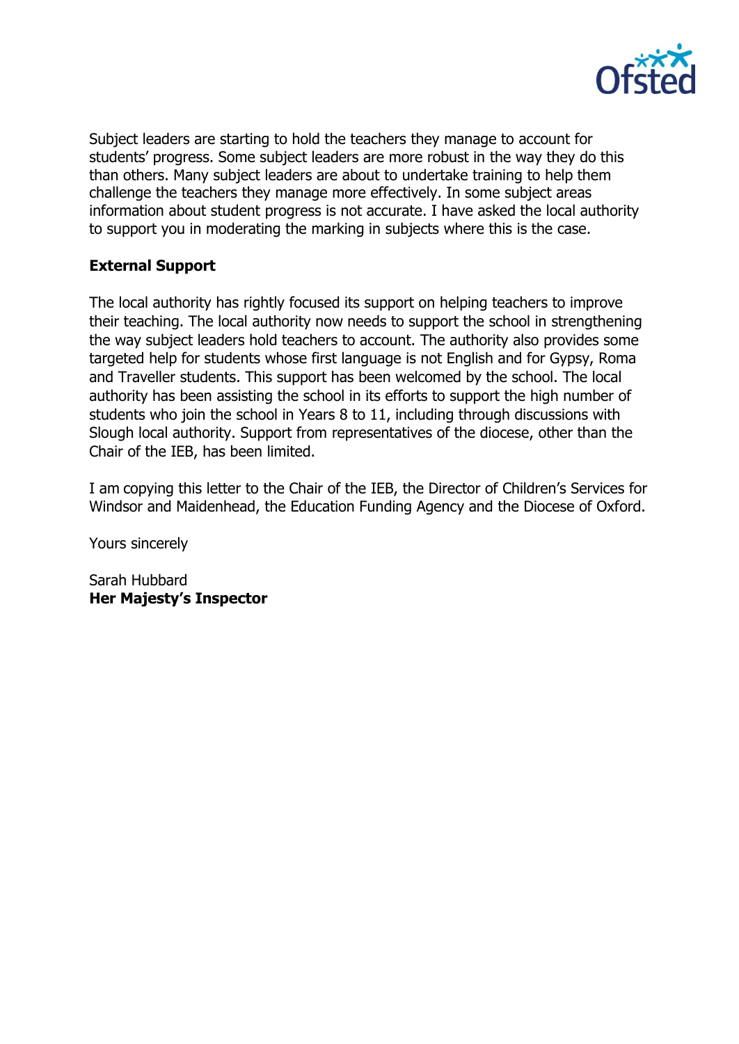Subject leaders are starting to hold the teachers they manage to account for students' progress. Some subject leaders are more robust in the way they do this than others. Many subject leaders are about to undertake training to help them challenge the teachers they manage more effectively. In some subject areas information about student progress is not accurate. I have asked the local authority to support you in moderating the marking in subjects where this is the case.

## External Support

The local authority has rightly focused its support on helping teachers to improve their teaching. The local authority now needs to support the school in strengthening the way subject leaders hold teachers to account. The authority also provides some targeted help for students whose first language is not English and for Gypsy, Roma and Traveller students. This support has been welcomed by the school. The local authority has been assisting the school in its efforts to support the high number of students who join the school in Years 8 to 11, including through discussions with Slough local authority. Support from representatives of the diocese, other than the Chair of the IEB, has been limited.

I am copying this letter to the Chair of the IEB, the Director of Children's Services for Windsor and Maidenhead, the Education Funding Agency and the Diocese of Oxford.

Yours sincerely

Sarah Hubbard
**Her Majesty's Inspector**